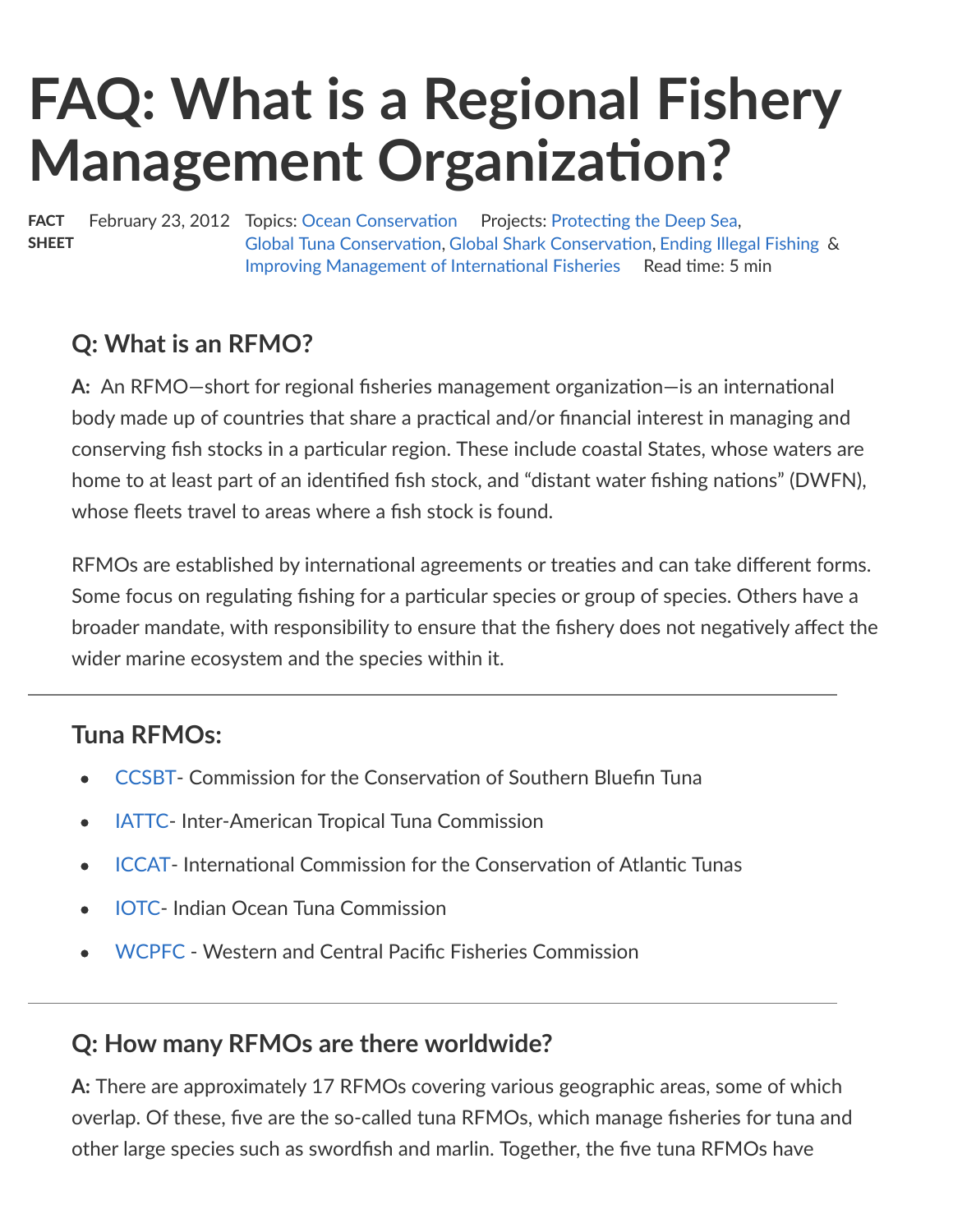# FAQ: What is a Regional Fishery Management Organization?

**FACT SHEET** February 23, 2012 Topics: Ocean Conservation Projects: Protecting the Deep Sea, Global Tuna Conservation, Global Shark Conservation, Ending Illegal Fishing & Improving Management of International Fisheries Read time: 5 min

### Q: What is an RFMO?

**A:** An RFMO—short for regional fisheries management organization—is an international body made up of countries that share a practical and/or financial interest in managing and conserving fish stocks in a particular region. These include coastal States, whose waters are home to at least part of an identified fish stock, and "distant water fishing nations" (DWFN), whose fleets travel to areas where a fish stock is found.

RFMOs are established by international agreements or treaties and can take different forms. Some focus on regulating fishing for a particular species or group of species. Others have a broader mandate, with responsibility to ensure that the fishery does not negatively affect the wider marine ecosystem and the species within it.

---

### Tuna RFMOs:

- CCSBT- Commission for the Conservation of Southern Bluefin Tuna
- IATTC- Inter-American Tropical Tuna Commission
- ICCAT- International Commission for the Conservation of Atlantic Tunas
- IOTC- Indian Ocean Tuna Commission
- WCPFC - Western and Central Pacific Fisheries Commission

---

### Q: How many RFMOs are there worldwide?

**A:** There are approximately 17 RFMOs covering various geographic areas, some of which overlap. Of these, five are the so-called tuna RFMOs, which manage fisheries for tuna and other large species such as swordfish and marlin. Together, the five tuna RFMOs have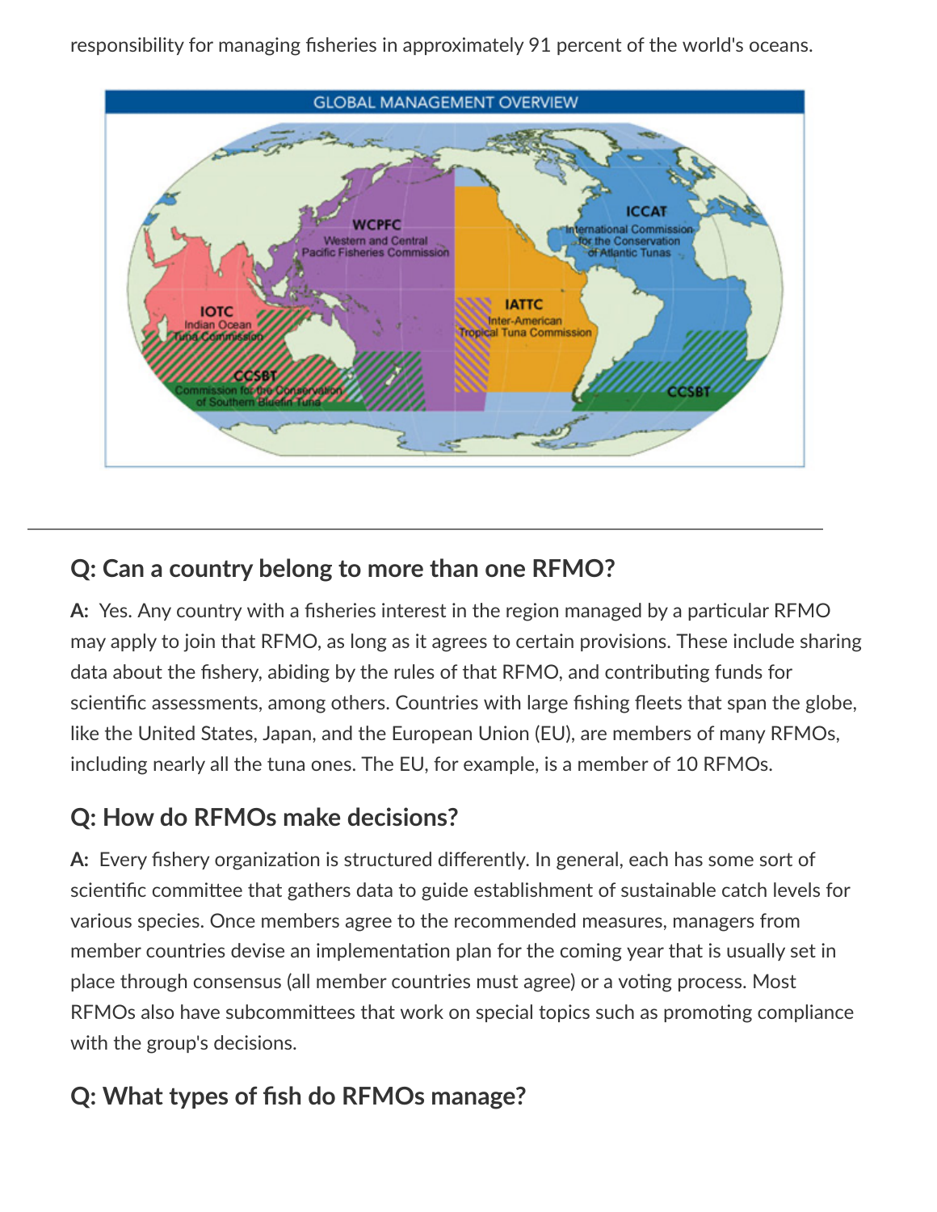responsibility for managing fisheries in approximately 91 percent of the world's oceans.

## Q: Can a country belong to more than one RFMO?

**A:** Yes. Any country with a fisheries interest in the region managed by a particular RFMO may apply to join that RFMO, as long as it agrees to certain provisions. These include sharing data about the fishery, abiding by the rules of that RFMO, and contributing funds for scientific assessments, among others. Countries with large fishing fleets that span the globe, like the United States, Japan, and the European Union (EU), are members of many RFMOs, including nearly all the tuna ones. The EU, for example, is a member of 10 RFMOs.

## Q: How do RFMOs make decisions?

**A:** Every fishery organization is structured differently. In general, each has some sort of scientific committee that gathers data to guide establishment of sustainable catch levels for various species. Once members agree to the recommended measures, managers from member countries devise an implementation plan for the coming year that is usually set in place through consensus (all member countries must agree) or a voting process. Most RFMOs also have subcommittees that work on special topics such as promoting compliance with the group's decisions.

## Q: What types of fish do RFMOs manage?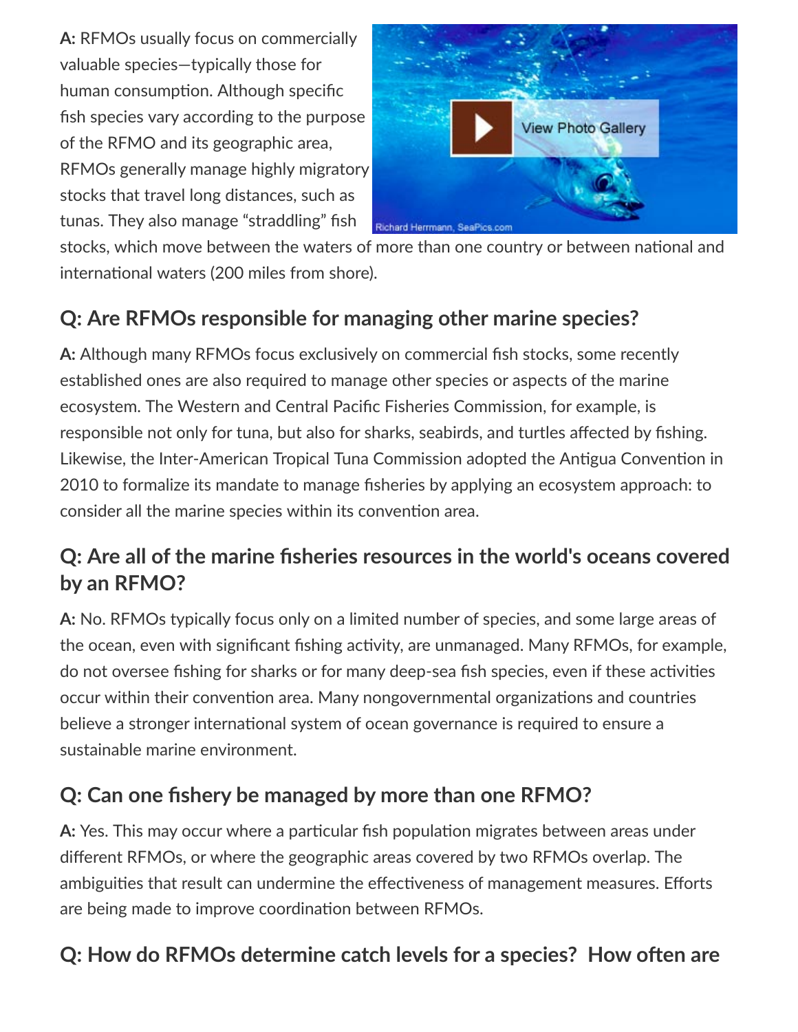**A:** RFMOs usually focus on commercially valuable species—typically those for human consumption. Although specific fish species vary according to the purpose of the RFMO and its geographic area, RFMOs generally manage highly migratory stocks that travel long distances, such as tunas. They also manage "straddling" fish stocks, which move between the waters of more than one country or between national and international waters (200 miles from shore).

## Q: Are RFMOs responsible for managing other marine species?

**A:** Although many RFMOs focus exclusively on commercial fish stocks, some recently established ones are also required to manage other species or aspects of the marine ecosystem. The Western and Central Pacific Fisheries Commission, for example, is responsible not only for tuna, but also for sharks, seabirds, and turtles affected by fishing. Likewise, the Inter-American Tropical Tuna Commission adopted the Antigua Convention in 2010 to formalize its mandate to manage fisheries by applying an ecosystem approach: to consider all the marine species within its convention area.

## Q: Are all of the marine fisheries resources in the world's oceans covered by an RFMO?

**A:** No. RFMOs typically focus only on a limited number of species, and some large areas of the ocean, even with significant fishing activity, are unmanaged. Many RFMOs, for example, do not oversee fishing for sharks or for many deep-sea fish species, even if these activities occur within their convention area. Many nongovernmental organizations and countries believe a stronger international system of ocean governance is required to ensure a sustainable marine environment.

## Q: Can one fishery be managed by more than one RFMO?

**A:** Yes. This may occur where a particular fish population migrates between areas under different RFMOs, or where the geographic areas covered by two RFMOs overlap. The ambiguities that result can undermine the effectiveness of management measures. Efforts are being made to improve coordination between RFMOs.

## Q: How do RFMOs determine catch levels for a species? How often are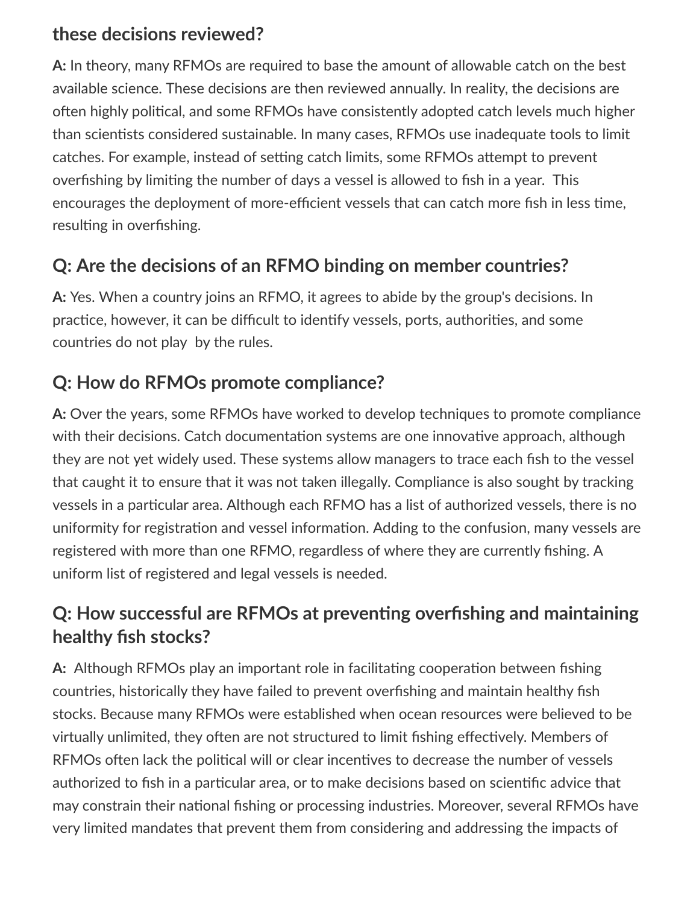## these decisions reviewed?

**A:** In theory, many RFMOs are required to base the amount of allowable catch on the best available science. These decisions are then reviewed annually. In reality, the decisions are often highly political, and some RFMOs have consistently adopted catch levels much higher than scientists considered sustainable. In many cases, RFMOs use inadequate tools to limit catches. For example, instead of setting catch limits, some RFMOs attempt to prevent overfishing by limiting the number of days a vessel is allowed to fish in a year. This encourages the deployment of more-efficient vessels that can catch more fish in less time, resulting in overfishing.

## Q: Are the decisions of an RFMO binding on member countries?

**A:** Yes. When a country joins an RFMO, it agrees to abide by the group's decisions. In practice, however, it can be difficult to identify vessels, ports, authorities, and some countries do not play by the rules.

## Q: How do RFMOs promote compliance?

**A:** Over the years, some RFMOs have worked to develop techniques to promote compliance with their decisions. Catch documentation systems are one innovative approach, although they are not yet widely used. These systems allow managers to trace each fish to the vessel that caught it to ensure that it was not taken illegally. Compliance is also sought by tracking vessels in a particular area. Although each RFMO has a list of authorized vessels, there is no uniformity for registration and vessel information. Adding to the confusion, many vessels are registered with more than one RFMO, regardless of where they are currently fishing. A uniform list of registered and legal vessels is needed.

## Q: How successful are RFMOs at preventing overfishing and maintaining healthy fish stocks?

**A:** Although RFMOs play an important role in facilitating cooperation between fishing countries, historically they have failed to prevent overfishing and maintain healthy fish stocks. Because many RFMOs were established when ocean resources were believed to be virtually unlimited, they often are not structured to limit fishing effectively. Members of RFMOs often lack the political will or clear incentives to decrease the number of vessels authorized to fish in a particular area, or to make decisions based on scientific advice that may constrain their national fishing or processing industries. Moreover, several RFMOs have very limited mandates that prevent them from considering and addressing the impacts of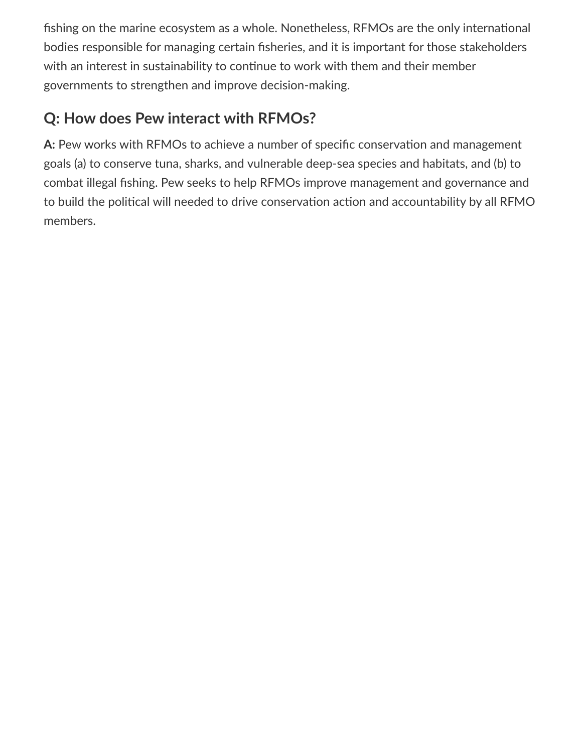fishing on the marine ecosystem as a whole. Nonetheless, RFMOs are the only international bodies responsible for managing certain fisheries, and it is important for those stakeholders with an interest in sustainability to continue to work with them and their member governments to strengthen and improve decision-making.

## Q: How does Pew interact with RFMOs?

**A:** Pew works with RFMOs to achieve a number of specific conservation and management goals (a) to conserve tuna, sharks, and vulnerable deep-sea species and habitats, and (b) to combat illegal fishing. Pew seeks to help RFMOs improve management and governance and to build the political will needed to drive conservation action and accountability by all RFMO members.